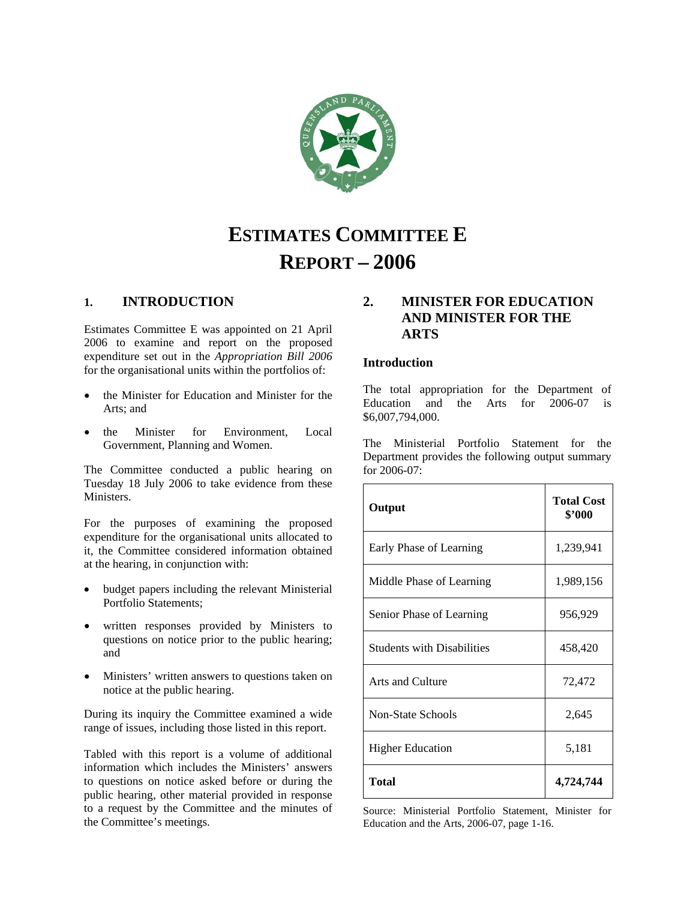# ESTIMATES COMMITTEE E REPORT – 2006

## 1. INTRODUCTION

Estimates Committee E was appointed on 21 April 2006 to examine and report on the proposed expenditure set out in the *Appropriation Bill 2006* for the organisational units within the portfolios of:

- the Minister for Education and Minister for the Arts; and
- the Minister for Environment, Local Government, Planning and Women.

The Committee conducted a public hearing on Tuesday 18 July 2006 to take evidence from these Ministers.

For the purposes of examining the proposed expenditure for the organisational units allocated to it, the Committee considered information obtained at the hearing, in conjunction with:

- budget papers including the relevant Ministerial Portfolio Statements;
- written responses provided by Ministers to questions on notice prior to the public hearing; and
- Ministers' written answers to questions taken on notice at the public hearing.

During its inquiry the Committee examined a wide range of issues, including those listed in this report.

Tabled with this report is a volume of additional information which includes the Ministers' answers to questions on notice asked before or during the public hearing, other material provided in response to a request by the Committee and the minutes of the Committee's meetings.

## 2. MINISTER FOR EDUCATION AND MINISTER FOR THE ARTS

### Introduction

The total appropriation for the Department of Education and the Arts for 2006-07 is $6,007,794,000.

The Ministerial Portfolio Statement for the Department provides the following output summary for 2006-07:

| Output | Total Cost $'000 |
|---|---|
| Early Phase of Learning | 1,239,941 |
| Middle Phase of Learning | 1,989,156 |
| Senior Phase of Learning | 956,929 |
| Students with Disabilities | 458,420 |
| Arts and Culture | 72,472 |
| Non-State Schools | 2,645 |
| Higher Education | 5,181 |
| **Total** | **4,724,744** |

Source: Ministerial Portfolio Statement, Minister for Education and the Arts, 2006-07, page 1-16.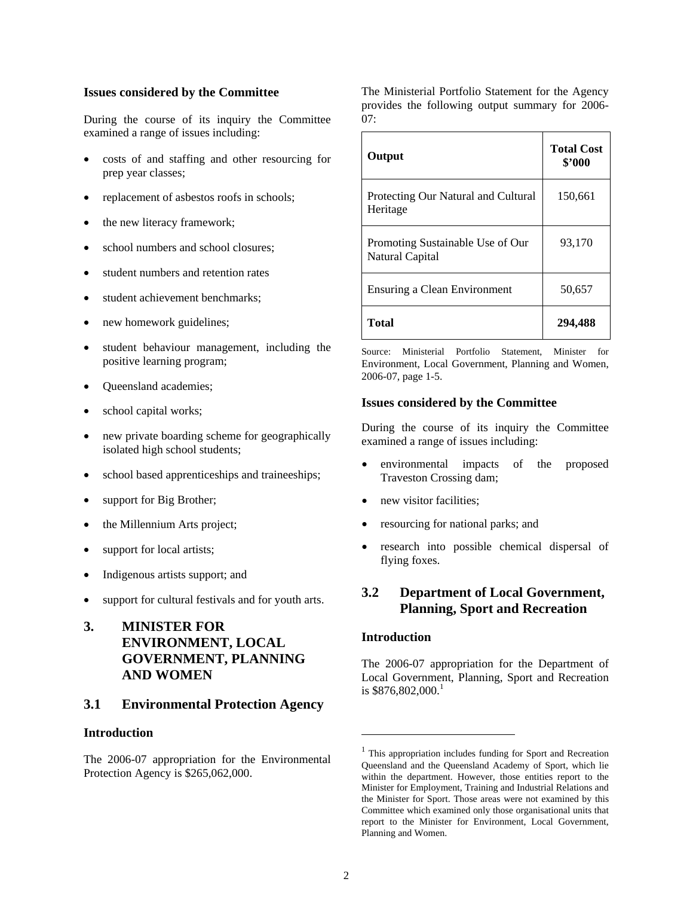### Issues considered by the Committee

During the course of its inquiry the Committee examined a range of issues including:

- costs of and staffing and other resourcing for prep year classes;
- replacement of asbestos roofs in schools;
- the new literacy framework;
- school numbers and school closures;
- student numbers and retention rates
- student achievement benchmarks;
- new homework guidelines;
- student behaviour management, including the positive learning program;
- Queensland academies;
- school capital works;
- new private boarding scheme for geographically isolated high school students;
- school based apprenticeships and traineeships;
- support for Big Brother;
- the Millennium Arts project;
- support for local artists;
- Indigenous artists support; and
- support for cultural festivals and for youth arts.

## 3. MINISTER FOR ENVIRONMENT, LOCAL GOVERNMENT, PLANNING AND WOMEN

## 3.1 Environmental Protection Agency

### Introduction

The 2006-07 appropriation for the Environmental Protection Agency is $265,062,000.

The Ministerial Portfolio Statement for the Agency provides the following output summary for 2006-07:

| Output | Total Cost $'000 |
|---|---|
| Protecting Our Natural and Cultural Heritage | 150,661 |
| Promoting Sustainable Use of Our Natural Capital | 93,170 |
| Ensuring a Clean Environment | 50,657 |
| **Total** | **294,488** |

Source: Ministerial Portfolio Statement, Minister for Environment, Local Government, Planning and Women, 2006-07, page 1-5.

### Issues considered by the Committee

During the course of its inquiry the Committee examined a range of issues including:

- environmental impacts of the proposed Traveston Crossing dam;
- new visitor facilities;
- resourcing for national parks; and
- research into possible chemical dispersal of flying foxes.

## 3.2 Department of Local Government, Planning, Sport and Recreation

### Introduction

The 2006-07 appropriation for the Department of Local Government, Planning, Sport and Recreation is $876,802,000.[1]

[1] This appropriation includes funding for Sport and Recreation Queensland and the Queensland Academy of Sport, which lie within the department. However, those entities report to the Minister for Employment, Training and Industrial Relations and the Minister for Sport. Those areas were not examined by this Committee which examined only those organisational units that report to the Minister for Environment, Local Government, Planning and Women.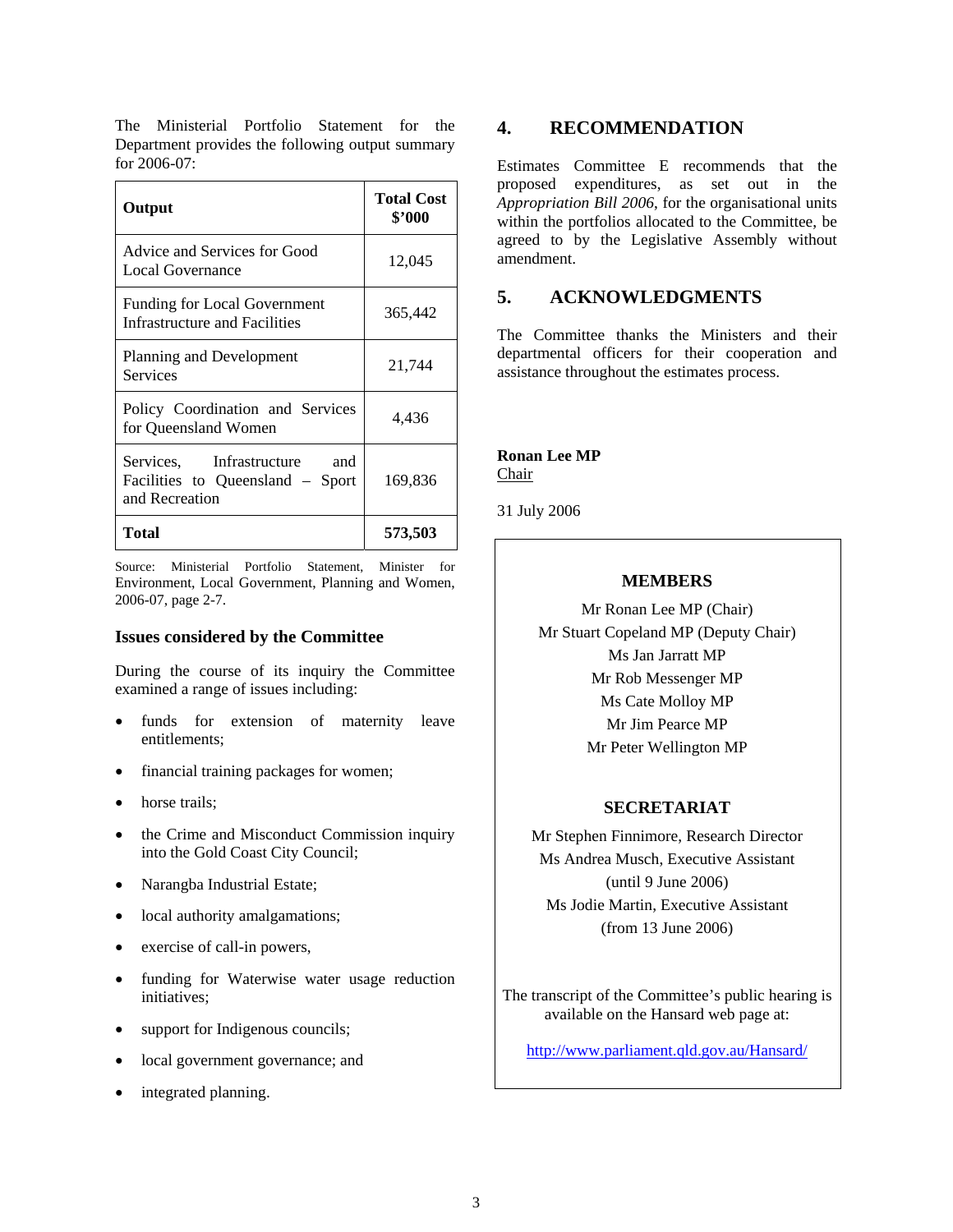The Ministerial Portfolio Statement for the Department provides the following output summary for 2006-07:

| Output | Total Cost $'000 |
|---|---|
| Advice and Services for Good Local Governance | 12,045 |
| Funding for Local Government Infrastructure and Facilities | 365,442 |
| Planning and Development Services | 21,744 |
| Policy Coordination and Services for Queensland Women | 4,436 |
| Services, Infrastructure and Facilities to Queensland – Sport and Recreation | 169,836 |
| **Total** | **573,503** |

Source: Ministerial Portfolio Statement, Minister for Environment, Local Government, Planning and Women, 2006-07, page 2-7.

### Issues considered by the Committee

During the course of its inquiry the Committee examined a range of issues including:

- funds for extension of maternity leave entitlements;
- financial training packages for women;
- horse trails;
- the Crime and Misconduct Commission inquiry into the Gold Coast City Council;
- Narangba Industrial Estate;
- local authority amalgamations;
- exercise of call-in powers,
- funding for Waterwise water usage reduction initiatives;
- support for Indigenous councils;
- local government governance; and
- integrated planning.

## 4. RECOMMENDATION

Estimates Committee E recommends that the proposed expenditures, as set out in the *Appropriation Bill 2006*, for the organisational units within the portfolios allocated to the Committee, be agreed to by the Legislative Assembly without amendment.

## 5. ACKNOWLEDGMENTS

The Committee thanks the Ministers and their departmental officers for their cooperation and assistance throughout the estimates process.

**Ronan Lee MP**
Chair

31 July 2006

**MEMBERS**

Mr Ronan Lee MP (Chair)
Mr Stuart Copeland MP (Deputy Chair)
Ms Jan Jarratt MP
Mr Rob Messenger MP
Ms Cate Molloy MP
Mr Jim Pearce MP
Mr Peter Wellington MP

**SECRETARIAT**

Mr Stephen Finnimore, Research Director
Ms Andrea Musch, Executive Assistant (until 9 June 2006)
Ms Jodie Martin, Executive Assistant (from 13 June 2006)

The transcript of the Committee's public hearing is available on the Hansard web page at:

http://www.parliament.qld.gov.au/Hansard/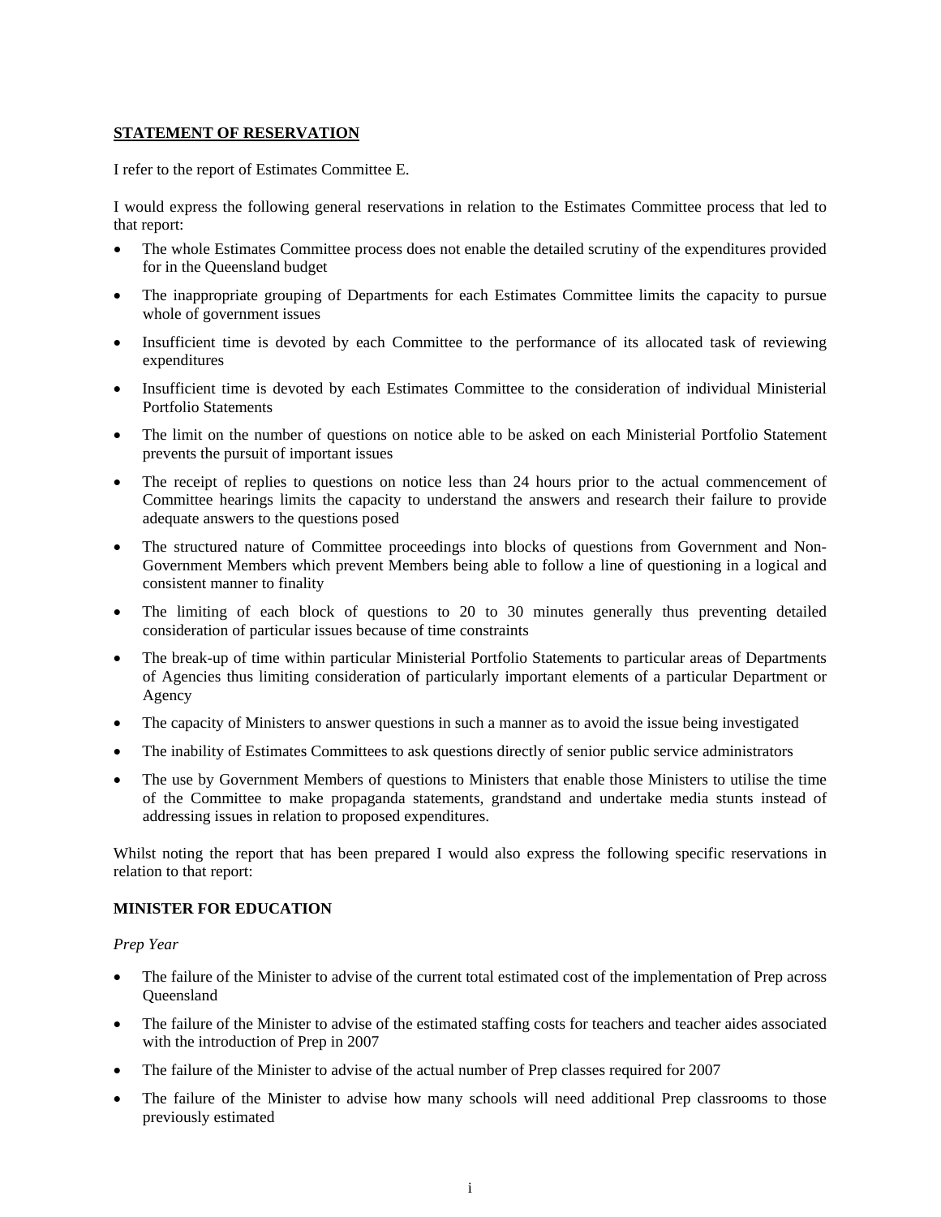**STATEMENT OF RESERVATION**

I refer to the report of Estimates Committee E.

I would express the following general reservations in relation to the Estimates Committee process that led to that report:

- The whole Estimates Committee process does not enable the detailed scrutiny of the expenditures provided for in the Queensland budget
- The inappropriate grouping of Departments for each Estimates Committee limits the capacity to pursue whole of government issues
- Insufficient time is devoted by each Committee to the performance of its allocated task of reviewing expenditures
- Insufficient time is devoted by each Estimates Committee to the consideration of individual Ministerial Portfolio Statements
- The limit on the number of questions on notice able to be asked on each Ministerial Portfolio Statement prevents the pursuit of important issues
- The receipt of replies to questions on notice less than 24 hours prior to the actual commencement of Committee hearings limits the capacity to understand the answers and research their failure to provide adequate answers to the questions posed
- The structured nature of Committee proceedings into blocks of questions from Government and Non-Government Members which prevent Members being able to follow a line of questioning in a logical and consistent manner to finality
- The limiting of each block of questions to 20 to 30 minutes generally thus preventing detailed consideration of particular issues because of time constraints
- The break-up of time within particular Ministerial Portfolio Statements to particular areas of Departments of Agencies thus limiting consideration of particularly important elements of a particular Department or Agency
- The capacity of Ministers to answer questions in such a manner as to avoid the issue being investigated
- The inability of Estimates Committees to ask questions directly of senior public service administrators
- The use by Government Members of questions to Ministers that enable those Ministers to utilise the time of the Committee to make propaganda statements, grandstand and undertake media stunts instead of addressing issues in relation to proposed expenditures.

Whilst noting the report that has been prepared I would also express the following specific reservations in relation to that report:

**MINISTER FOR EDUCATION**

*Prep Year*

- The failure of the Minister to advise of the current total estimated cost of the implementation of Prep across Queensland
- The failure of the Minister to advise of the estimated staffing costs for teachers and teacher aides associated with the introduction of Prep in 2007
- The failure of the Minister to advise of the actual number of Prep classes required for 2007
- The failure of the Minister to advise how many schools will need additional Prep classrooms to those previously estimated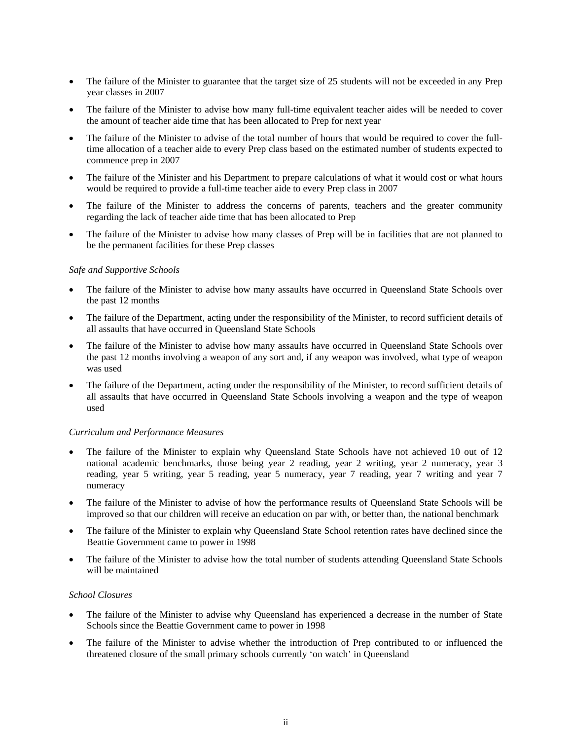- The failure of the Minister to guarantee that the target size of 25 students will not be exceeded in any Prep year classes in 2007
- The failure of the Minister to advise how many full-time equivalent teacher aides will be needed to cover the amount of teacher aide time that has been allocated to Prep for next year
- The failure of the Minister to advise of the total number of hours that would be required to cover the full-time allocation of a teacher aide to every Prep class based on the estimated number of students expected to commence prep in 2007
- The failure of the Minister and his Department to prepare calculations of what it would cost or what hours would be required to provide a full-time teacher aide to every Prep class in 2007
- The failure of the Minister to address the concerns of parents, teachers and the greater community regarding the lack of teacher aide time that has been allocated to Prep
- The failure of the Minister to advise how many classes of Prep will be in facilities that are not planned to be the permanent facilities for these Prep classes

*Safe and Supportive Schools*

- The failure of the Minister to advise how many assaults have occurred in Queensland State Schools over the past 12 months
- The failure of the Department, acting under the responsibility of the Minister, to record sufficient details of all assaults that have occurred in Queensland State Schools
- The failure of the Minister to advise how many assaults have occurred in Queensland State Schools over the past 12 months involving a weapon of any sort and, if any weapon was involved, what type of weapon was used
- The failure of the Department, acting under the responsibility of the Minister, to record sufficient details of all assaults that have occurred in Queensland State Schools involving a weapon and the type of weapon used

*Curriculum and Performance Measures*

- The failure of the Minister to explain why Queensland State Schools have not achieved 10 out of 12 national academic benchmarks, those being year 2 reading, year 2 writing, year 2 numeracy, year 3 reading, year 5 writing, year 5 reading, year 5 numeracy, year 7 reading, year 7 writing and year 7 numeracy
- The failure of the Minister to advise of how the performance results of Queensland State Schools will be improved so that our children will receive an education on par with, or better than, the national benchmark
- The failure of the Minister to explain why Queensland State School retention rates have declined since the Beattie Government came to power in 1998
- The failure of the Minister to advise how the total number of students attending Queensland State Schools will be maintained

*School Closures*

- The failure of the Minister to advise why Queensland has experienced a decrease in the number of State Schools since the Beattie Government came to power in 1998
- The failure of the Minister to advise whether the introduction of Prep contributed to or influenced the threatened closure of the small primary schools currently 'on watch' in Queensland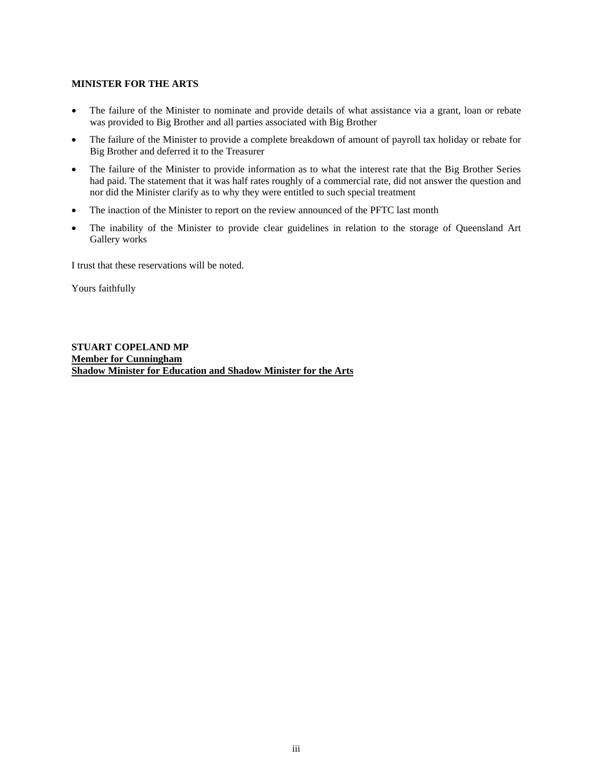**MINISTER FOR THE ARTS**

- The failure of the Minister to nominate and provide details of what assistance via a grant, loan or rebate was provided to Big Brother and all parties associated with Big Brother
- The failure of the Minister to provide a complete breakdown of amount of payroll tax holiday or rebate for Big Brother and deferred it to the Treasurer
- The failure of the Minister to provide information as to what the interest rate that the Big Brother Series had paid. The statement that it was half rates roughly of a commercial rate, did not answer the question and nor did the Minister clarify as to why they were entitled to such special treatment
- The inaction of the Minister to report on the review announced of the PFTC last month
- The inability of the Minister to provide clear guidelines in relation to the storage of Queensland Art Gallery works

I trust that these reservations will be noted.

Yours faithfully

**STUART COPELAND MP**
**Member for Cunningham**
**Shadow Minister for Education and Shadow Minister for the Arts**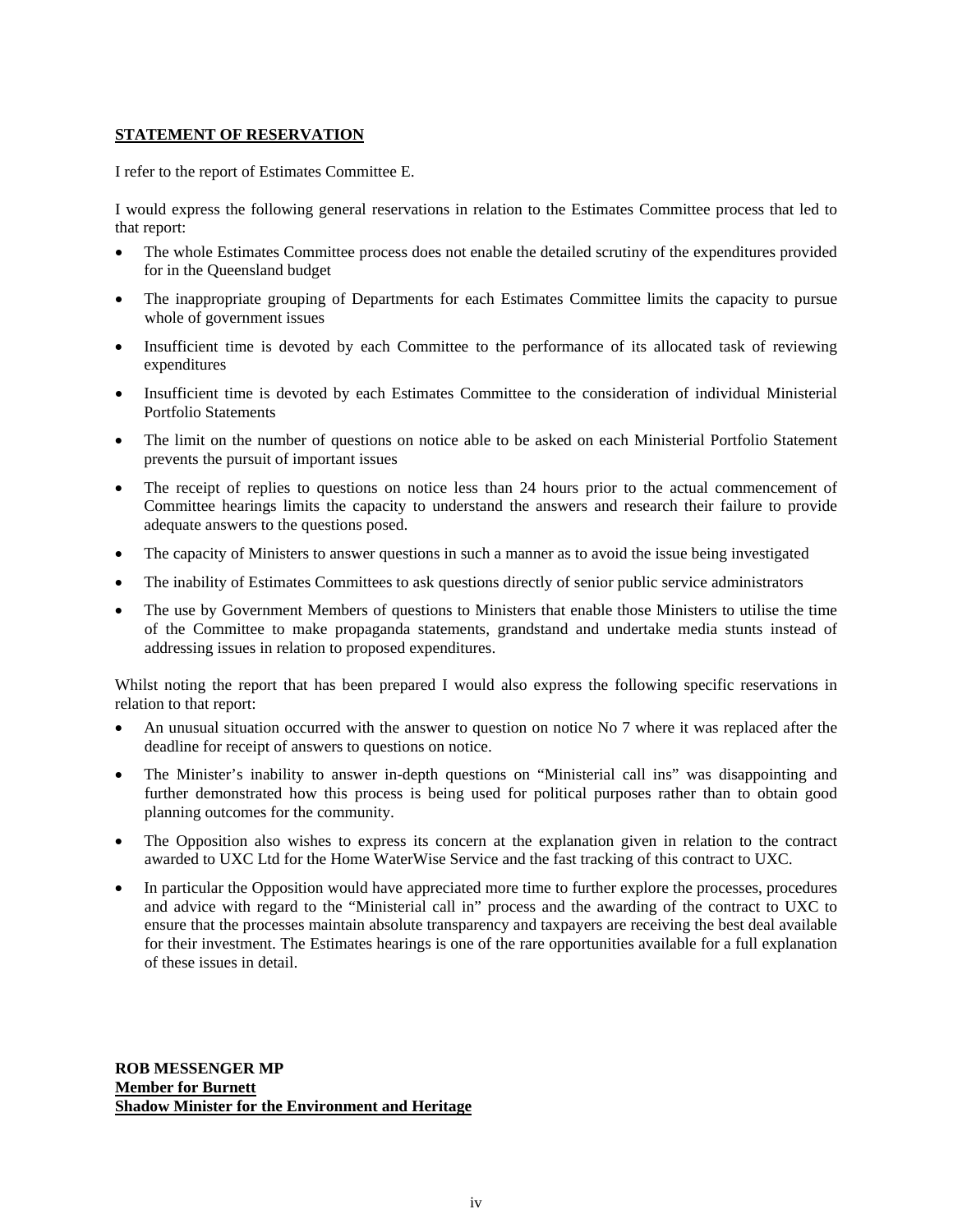**STATEMENT OF RESERVATION**

I refer to the report of Estimates Committee E.

I would express the following general reservations in relation to the Estimates Committee process that led to that report:

- The whole Estimates Committee process does not enable the detailed scrutiny of the expenditures provided for in the Queensland budget
- The inappropriate grouping of Departments for each Estimates Committee limits the capacity to pursue whole of government issues
- Insufficient time is devoted by each Committee to the performance of its allocated task of reviewing expenditures
- Insufficient time is devoted by each Estimates Committee to the consideration of individual Ministerial Portfolio Statements
- The limit on the number of questions on notice able to be asked on each Ministerial Portfolio Statement prevents the pursuit of important issues
- The receipt of replies to questions on notice less than 24 hours prior to the actual commencement of Committee hearings limits the capacity to understand the answers and research their failure to provide adequate answers to the questions posed.
- The capacity of Ministers to answer questions in such a manner as to avoid the issue being investigated
- The inability of Estimates Committees to ask questions directly of senior public service administrators
- The use by Government Members of questions to Ministers that enable those Ministers to utilise the time of the Committee to make propaganda statements, grandstand and undertake media stunts instead of addressing issues in relation to proposed expenditures.

Whilst noting the report that has been prepared I would also express the following specific reservations in relation to that report:

- An unusual situation occurred with the answer to question on notice No 7 where it was replaced after the deadline for receipt of answers to questions on notice.
- The Minister's inability to answer in-depth questions on "Ministerial call ins" was disappointing and further demonstrated how this process is being used for political purposes rather than to obtain good planning outcomes for the community.
- The Opposition also wishes to express its concern at the explanation given in relation to the contract awarded to UXC Ltd for the Home WaterWise Service and the fast tracking of this contract to UXC.
- In particular the Opposition would have appreciated more time to further explore the processes, procedures and advice with regard to the "Ministerial call in" process and the awarding of the contract to UXC to ensure that the processes maintain absolute transparency and taxpayers are receiving the best deal available for their investment. The Estimates hearings is one of the rare opportunities available for a full explanation of these issues in detail.

**ROB MESSENGER MP**
**Member for Burnett**
**Shadow Minister for the Environment and Heritage**